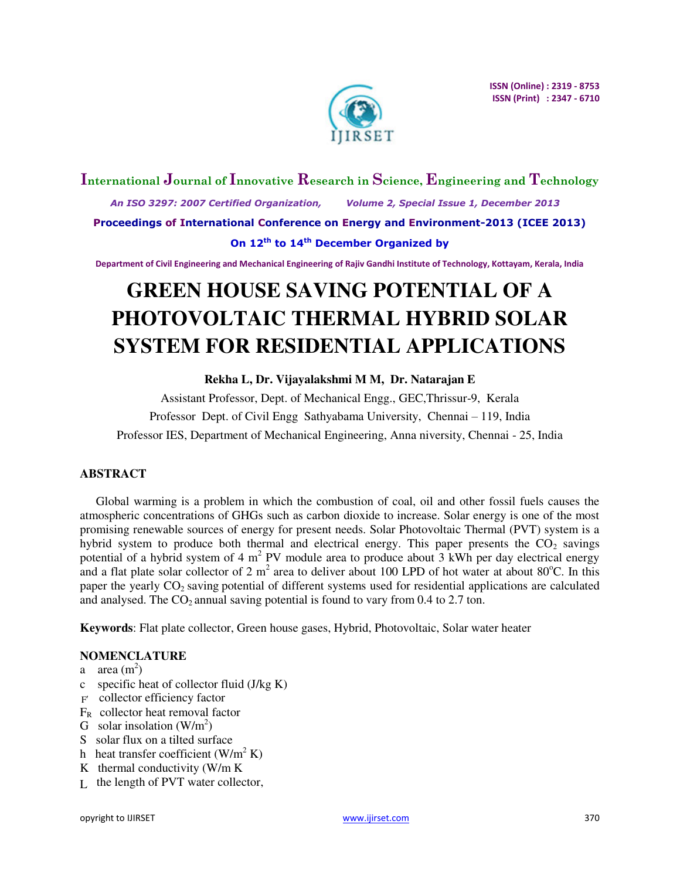# GREEN HOUSE SAVING POTENTIAL OF A PHOTOVOLTAIC THERMAL HYBRID SOLAR SYSTEM FOR RESIDENTIAL APPLICATIONS

**Rekha L, Dr. Vijayalakshmi M M, Dr. Natarajan E**

Assistant Professor, Dept. of Mechanical Engg., GEC,Thrissur-9, Kerala

Professor Dept. of Civil Engg Sathyabama University, Chennai – 119, India

Professor IES, Department of Mechanical Engineering, Anna niversity, Chennai - 25, India

## ABSTRACT

Global warming is a problem in which the combustion of coal, oil and other fossil fuels causes the atmospheric concentrations of GHGs such as carbon dioxide to increase. Solar energy is one of the most promising renewable sources of energy for present needs. Solar Photovoltaic Thermal (PVT) system is a hybrid system to produce both thermal and electrical energy. This paper presents the $CO_2$ savings potential of a hybrid system of 4 $m^2$ PV module area to produce about 3 kWh per day electrical energy and a flat plate solar collector of 2 $m^2$ area to deliver about 100 LPD of hot water at about 80°C. In this paper the yearly $CO_2$ saving potential of different systems used for residential applications are calculated and analysed. The $CO_2$ annual saving potential is found to vary from 0.4 to 2.7 ton.

**Keywords**: Flat plate collector, Green house gases, Hybrid, Photovoltaic, Solar water heater

## NOMENCLATURE

- a area ($m^2$)
- c specific heat of collector fluid (J/kg K)
- $F'$ collector efficiency factor
- $F_R$ collector heat removal factor
- G solar insolation ($W/m^2$)
- S solar flux on a tilted surface
- h heat transfer coefficient ($W/m^2$ K)
- K thermal conductivity (W/m K
- L the length of PVT water collector,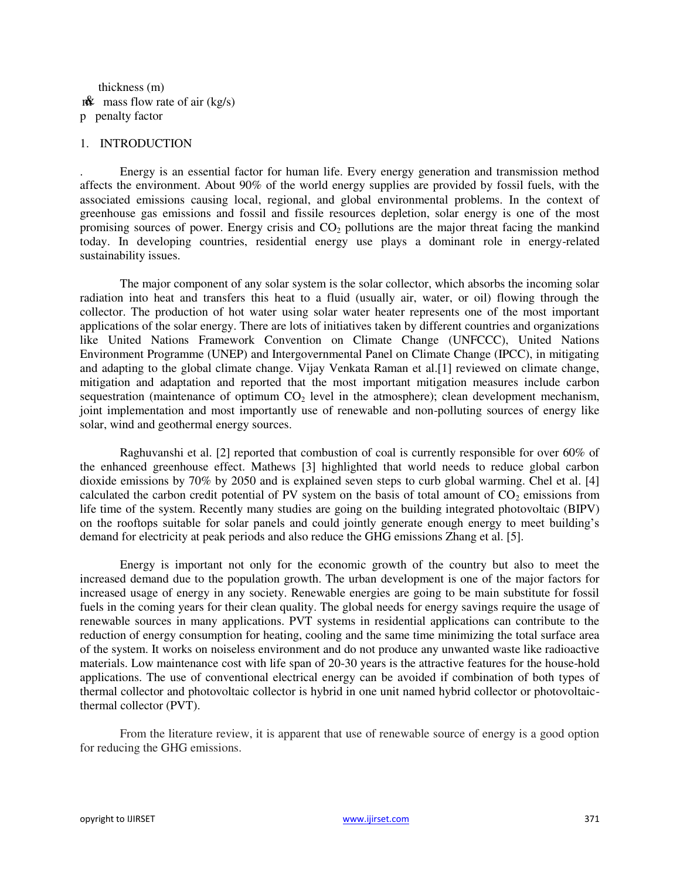thickness (m)

$\dot{m}$ mass flow rate of air (kg/s)

p penalty factor

## 1. INTRODUCTION

. Energy is an essential factor for human life. Every energy generation and transmission method affects the environment. About 90% of the world energy supplies are provided by fossil fuels, with the associated emissions causing local, regional, and global environmental problems. In the context of greenhouse gas emissions and fossil and fissile resources depletion, solar energy is one of the most promising sources of power. Energy crisis and $CO_2$ pollutions are the major threat facing the mankind today. In developing countries, residential energy use plays a dominant role in energy-related sustainability issues.

The major component of any solar system is the solar collector, which absorbs the incoming solar radiation into heat and transfers this heat to a fluid (usually air, water, or oil) flowing through the collector. The production of hot water using solar water heater represents one of the most important applications of the solar energy. There are lots of initiatives taken by different countries and organizations like United Nations Framework Convention on Climate Change (UNFCCC), United Nations Environment Programme (UNEP) and Intergovernmental Panel on Climate Change (IPCC), in mitigating and adapting to the global climate change. Vijay Venkata Raman et al.[1] reviewed on climate change, mitigation and adaptation and reported that the most important mitigation measures include carbon sequestration (maintenance of optimum $CO_2$ level in the atmosphere); clean development mechanism, joint implementation and most importantly use of renewable and non-polluting sources of energy like solar, wind and geothermal energy sources.

Raghuvanshi et al. [2] reported that combustion of coal is currently responsible for over 60% of the enhanced greenhouse effect. Mathews [3] highlighted that world needs to reduce global carbon dioxide emissions by 70% by 2050 and is explained seven steps to curb global warming. Chel et al. [4] calculated the carbon credit potential of PV system on the basis of total amount of $CO_2$ emissions from life time of the system. Recently many studies are going on the building integrated photovoltaic (BIPV) on the rooftops suitable for solar panels and could jointly generate enough energy to meet building's demand for electricity at peak periods and also reduce the GHG emissions Zhang et al. [5].

Energy is important not only for the economic growth of the country but also to meet the increased demand due to the population growth. The urban development is one of the major factors for increased usage of energy in any society. Renewable energies are going to be main substitute for fossil fuels in the coming years for their clean quality. The global needs for energy savings require the usage of renewable sources in many applications. PVT systems in residential applications can contribute to the reduction of energy consumption for heating, cooling and the same time minimizing the total surface area of the system. It works on noiseless environment and do not produce any unwanted waste like radioactive materials. Low maintenance cost with life span of 20-30 years is the attractive features for the house-hold applications. The use of conventional electrical energy can be avoided if combination of both types of thermal collector and photovoltaic collector is hybrid in one unit named hybrid collector or photovoltaic-thermal collector (PVT).

From the literature review, it is apparent that use of renewable source of energy is a good option for reducing the GHG emissions.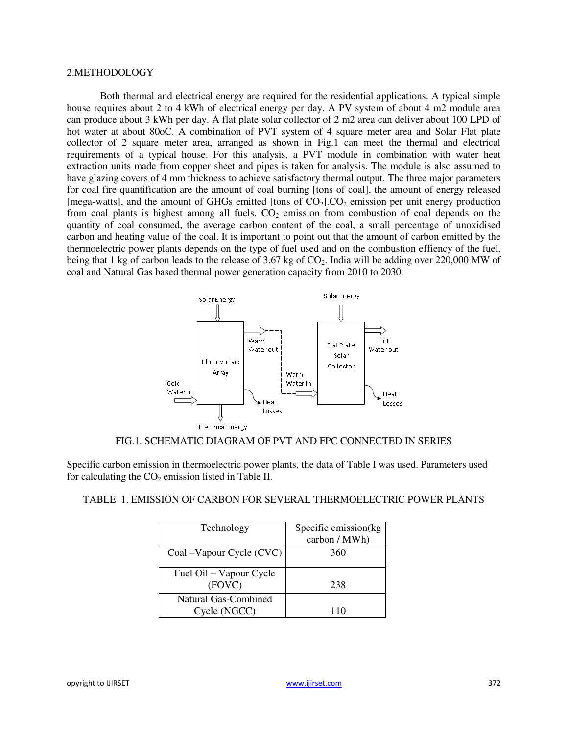## 2.METHODOLOGY

Both thermal and electrical energy are required for the residential applications. A typical simple house requires about 2 to 4 kWh of electrical energy per day. A PV system of about 4 m2 module area can produce about 3 kWh per day. A flat plate solar collector of 2 m2 area can deliver about 100 LPD of hot water at about 80oC. A combination of PVT system of 4 square meter area and Solar Flat plate collector of 2 square meter area, arranged as shown in Fig.1 can meet the thermal and electrical requirements of a typical house. For this analysis, a PVT module in combination with water heat extraction units made from copper sheet and pipes is taken for analysis. The module is also assumed to have glazing covers of 4 mm thickness to achieve satisfactory thermal output. The three major parameters for coal fire quantification are the amount of coal burning [tons of coal], the amount of energy released [mega-watts], and the amount of GHGs emitted [tons of $CO_2$].$CO_2$ emission per unit energy production from coal plants is highest among all fuels. $CO_2$ emission from combustion of coal depends on the quantity of coal consumed, the average carbon content of the coal, a small percentage of unoxidised carbon and heating value of the coal. It is important to point out that the amount of carbon emitted by the thermoelectric power plants depends on the type of fuel used and on the combustion effiency of the fuel, being that 1 kg of carbon leads to the release of 3.67 kg of $CO_2$. India will be adding over 220,000 MW of coal and Natural Gas based thermal power generation capacity from 2010 to 2030.

FIG.1. SCHEMATIC DIAGRAM OF PVT AND FPC CONNECTED IN SERIES

Specific carbon emission in thermoelectric power plants, the data of Table I was used. Parameters used for calculating the $CO_2$ emission listed in Table II.

TABLE 1. EMISSION OF CARBON FOR SEVERAL THERMOELECTRIC POWER PLANTS

| Technology | Specific emission(kg carbon / MWh) |
|---|---|
| Coal –Vapour Cycle (CVC) | 360 |
| Fuel Oil – Vapour Cycle (FOVC) | 238 |
| Natural Gas-Combined Cycle (NGCC) | 110 |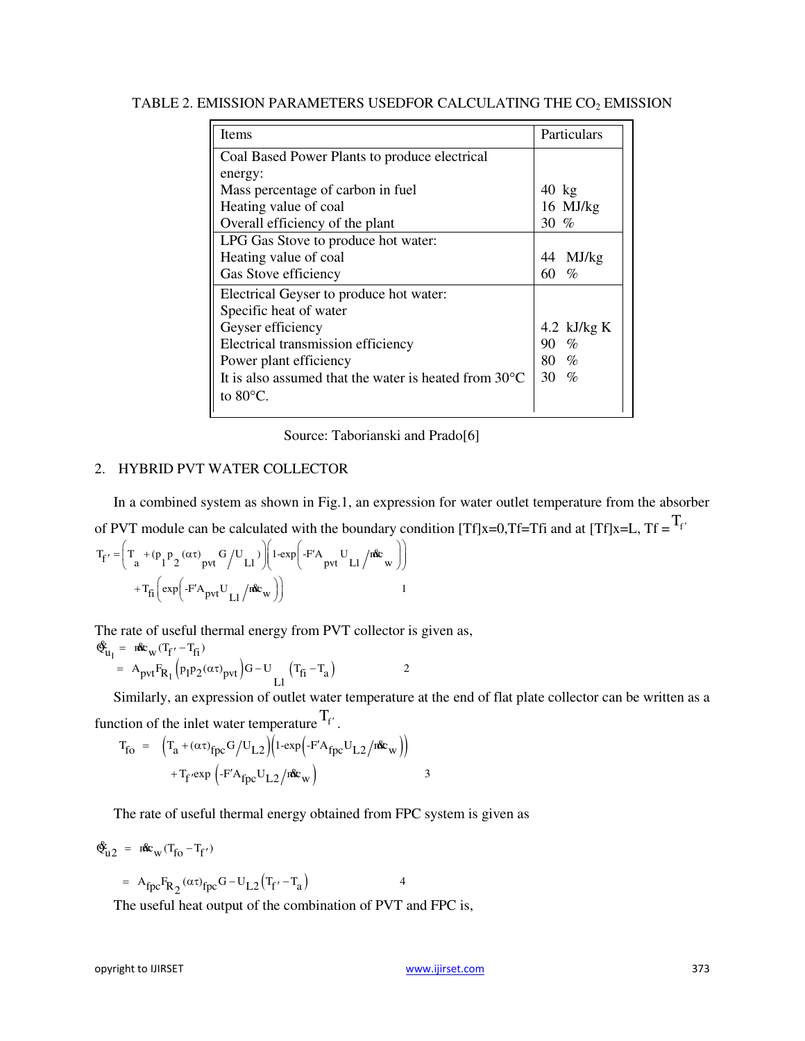TABLE 2. EMISSION PARAMETERS USEDFOR CALCULATING THE $CO_2$ EMISSION

| Items | Particulars |
| --- | --- |
| Coal Based Power Plants to produce electrical energy: | |
| Mass percentage of carbon in fuel | 40 kg |
| Heating value of coal | 16 MJ/kg |
| Overall efficiency of the plant | 30 % |
| LPG Gas Stove to produce hot water: | |
| Heating value of coal | 44 MJ/kg |
| Gas Stove efficiency | 60 % |
| Electrical Geyser to produce hot water: | |
| Specific heat of water | 4.2 kJ/kg K |
| Geyser efficiency | 90 % |
| Electrical transmission efficiency | 80 % |
| Power plant efficiency | 30 % |
| It is also assumed that the water is heated from 30°C to 80°C. | |

Source: Taborianski and Prado[6]

## 2. HYBRID PVT WATER COLLECTOR

In a combined system as shown in Fig.1, an expression for water outlet temperature from the absorber of PVT module can be calculated with the boundary condition [Tf]x=0,Tf=Tfi and at [Tf]x=L, Tf = $T_{f'}$

$$T_{f'} = \left(T_a + (p_1 p_2 (\alpha\tau)_{pvt} G / U_{L1})\right)\left(1 - \exp\left(-F' A_{pvt} U_{L1} / \dot{m} c_w\right)\right) + T_{fi}\left(\exp\left(-F' A_{pvt} U_{L1} / \dot{m} c_w\right)\right) \quad 1$$

The rate of useful thermal energy from PVT collector is given as,

$$\dot{Q}_{u_1} = \dot{m} c_w (T_{f'} - T_{fi}) = A_{pvt} F_{R_1} \left(p_1 p_2 (\alpha\tau)_{pvt}\right) G - U_{L1} \left(T_{fi} - T_a\right) \quad 2$$

Similarly, an expression of outlet water temperature at the end of flat plate collector can be written as a function of the inlet water temperature $T_{f'}$.

$$T_{fo} = \left(T_a + (\alpha\tau)_{fpc} G / U_{L2}\right)\left(1 - \exp\left(-F' A_{fpc} U_{L2} / \dot{m} c_w\right)\right) + T_{f'} \exp\left(-F' A_{fpc} U_{L2} / \dot{m} c_w\right) \quad 3$$

The rate of useful thermal energy obtained from FPC system is given as

$$\dot{Q}_{u2} = \dot{m} c_w (T_{fo} - T_{f'}) = A_{fpc} F_{R_2} (\alpha\tau)_{fpc} G - U_{L2} \left(T_{f'} - T_a\right) \quad 4$$

The useful heat output of the combination of PVT and FPC is,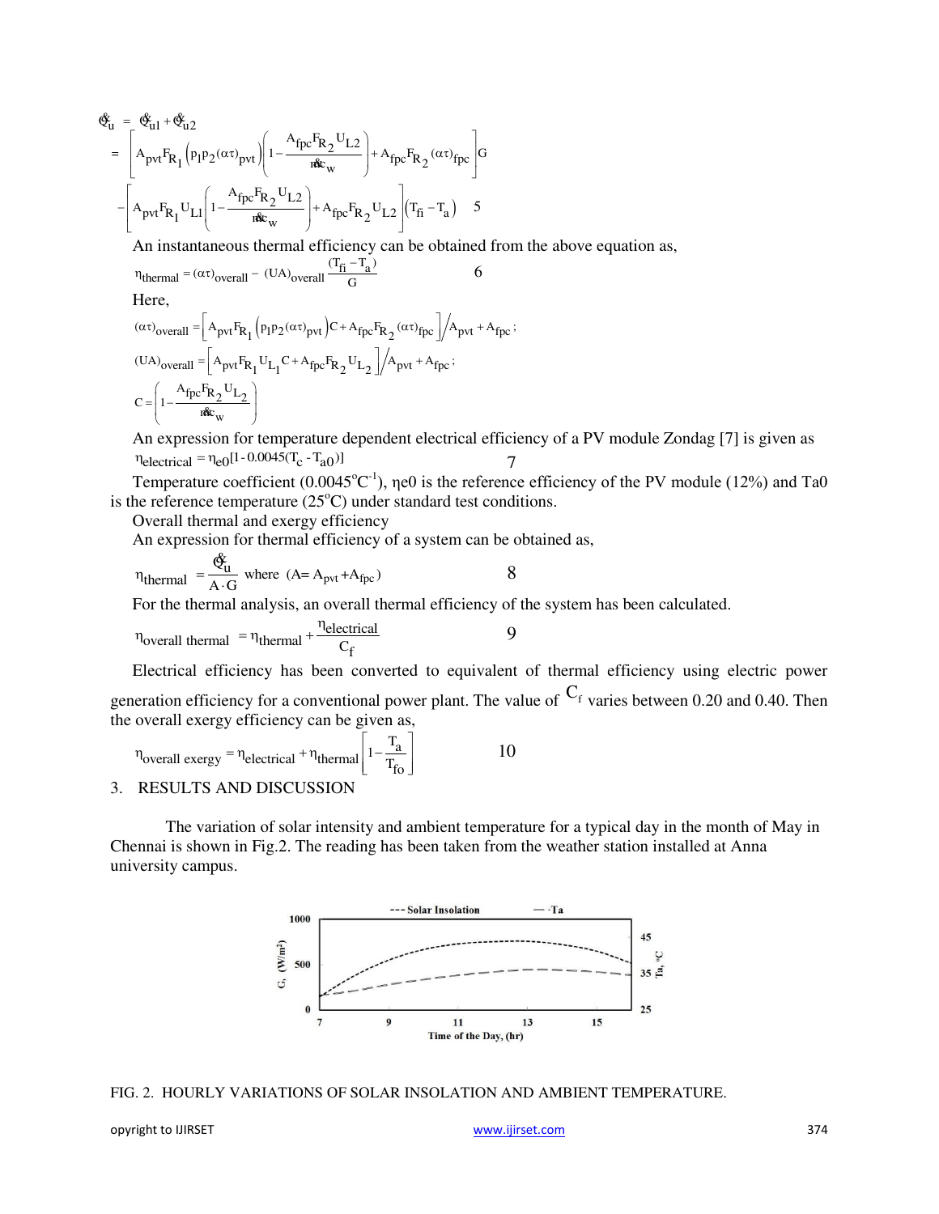$$\dot{Q}_u = \dot{Q}_{u1} + \dot{Q}_{u2}$$

$$= \left[ A_{pvt} F_{R_1} \left( p_1 p_2 (\alpha\tau)_{pvt} \right) \left( 1 - \frac{A_{fpc} F_{R_2} U_{L2}}{\dot{m} c_w} \right) + A_{fpc} F_{R_2} (\alpha\tau)_{fpc} \right] G$$

$$- \left[ A_{pvt} F_{R_1} U_{L1} \left( 1 - \frac{A_{fpc} F_{R_2} U_{L2}}{\dot{m} c_w} \right) + A_{fpc} F_{R_2} U_{L2} \right] \left( T_{fi} - T_a \right) \quad 5$$

An instantaneous thermal efficiency can be obtained from the above equation as,

$$\eta_{thermal} = (\alpha\tau)_{overall} - (UA)_{overall} \frac{(T_{fi} - T_a)}{G} \quad 6$$

Here,

$$(\alpha\tau)_{overall} = \left[ A_{pvt} F_{R_1} \left( p_1 p_2 (\alpha\tau)_{pvt} \right) C + A_{fpc} F_{R_2} (\alpha\tau)_{fpc} \right] \Big/ A_{pvt} + A_{fpc};$$

$$(UA)_{overall} = \left[ A_{pvt} F_{R_1} U_{L_1} C + A_{fpc} F_{R_2} U_{L_2} \right] \Big/ A_{pvt} + A_{fpc};$$

$$C = \left( 1 - \frac{A_{fpc} F_{R_2} U_{L_2}}{\dot{m} c_w} \right)$$

An expression for temperature dependent electrical efficiency of a PV module Zondag [7] is given as

$$\eta_{electrical} = \eta_{e0} [1 - 0.0045 (T_c - T_{a0})] \quad 7$$

Temperature coefficient ($0.0045^{o}C^{-1}$), ηe0 is the reference efficiency of the PV module (12%) and Ta0 is the reference temperature ($25^{o}C$) under standard test conditions.

Overall thermal and exergy efficiency

An expression for thermal efficiency of a system can be obtained as,

$$\eta_{thermal} = \frac{\dot{Q}_u}{A \cdot G} \text{ where } (A = A_{pvt} + A_{fpc}) \quad 8$$

For the thermal analysis, an overall thermal efficiency of the system has been calculated.

$$\eta_{overall\ thermal} = \eta_{thermal} + \frac{\eta_{electrical}}{C_f} \quad 9$$

Electrical efficiency has been converted to equivalent of thermal efficiency using electric power generation efficiency for a conventional power plant. The value of $C_f$ varies between 0.20 and 0.40. Then the overall exergy efficiency can be given as,

$$\eta_{overall\ exergy} = \eta_{electrical} + \eta_{thermal} \left[ 1 - \frac{T_a}{T_{fo}} \right] \quad 10$$

## 3. RESULTS AND DISCUSSION

The variation of solar intensity and ambient temperature for a typical day in the month of May in Chennai is shown in Fig.2. The reading has been taken from the weather station installed at Anna university campus.

FIG. 2. HOURLY VARIATIONS OF SOLAR INSOLATION AND AMBIENT TEMPERATURE.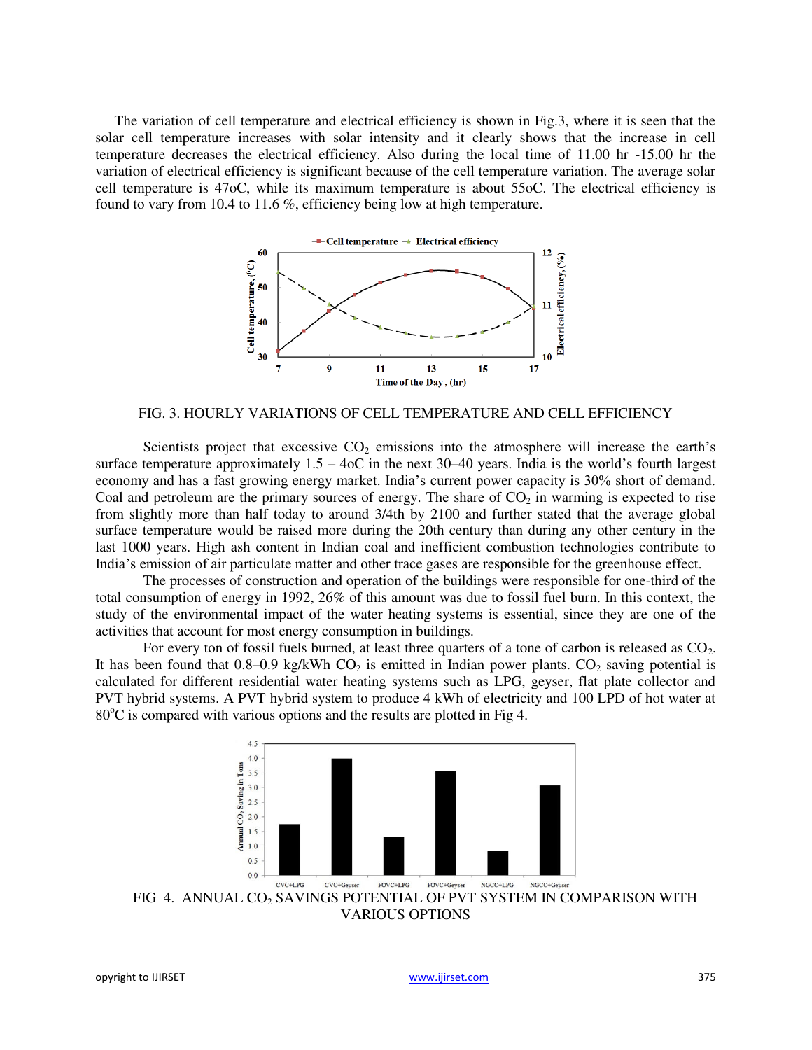The variation of cell temperature and electrical efficiency is shown in Fig.3, where it is seen that the solar cell temperature increases with solar intensity and it clearly shows that the increase in cell temperature decreases the electrical efficiency. Also during the local time of 11.00 hr -15.00 hr the variation of electrical efficiency is significant because of the cell temperature variation. The average solar cell temperature is 47oC, while its maximum temperature is about 55oC. The electrical efficiency is found to vary from 10.4 to 11.6 %, efficiency being low at high temperature.

FIG. 3. HOURLY VARIATIONS OF CELL TEMPERATURE AND CELL EFFICIENCY

Scientists project that excessive $CO_2$ emissions into the atmosphere will increase the earth's surface temperature approximately 1.5 – 4oC in the next 30–40 years. India is the world's fourth largest economy and has a fast growing energy market. India's current power capacity is 30% short of demand. Coal and petroleum are the primary sources of energy. The share of $CO_2$ in warming is expected to rise from slightly more than half today to around 3/4th by 2100 and further stated that the average global surface temperature would be raised more during the 20th century than during any other century in the last 1000 years. High ash content in Indian coal and inefficient combustion technologies contribute to India's emission of air particulate matter and other trace gases are responsible for the greenhouse effect.

The processes of construction and operation of the buildings were responsible for one-third of the total consumption of energy in 1992, 26% of this amount was due to fossil fuel burn. In this context, the study of the environmental impact of the water heating systems is essential, since they are one of the activities that account for most energy consumption in buildings.

For every ton of fossil fuels burned, at least three quarters of a tone of carbon is released as $CO_2$. It has been found that 0.8–0.9 kg/kWh $CO_2$ is emitted in Indian power plants. $CO_2$ saving potential is calculated for different residential water heating systems such as LPG, geyser, flat plate collector and PVT hybrid systems. A PVT hybrid system to produce 4 kWh of electricity and 100 LPD of hot water at $80^{o}$C is compared with various options and the results are plotted in Fig 4.

FIG 4. ANNUAL $CO_2$ SAVINGS POTENTIAL OF PVT SYSTEM IN COMPARISON WITH VARIOUS OPTIONS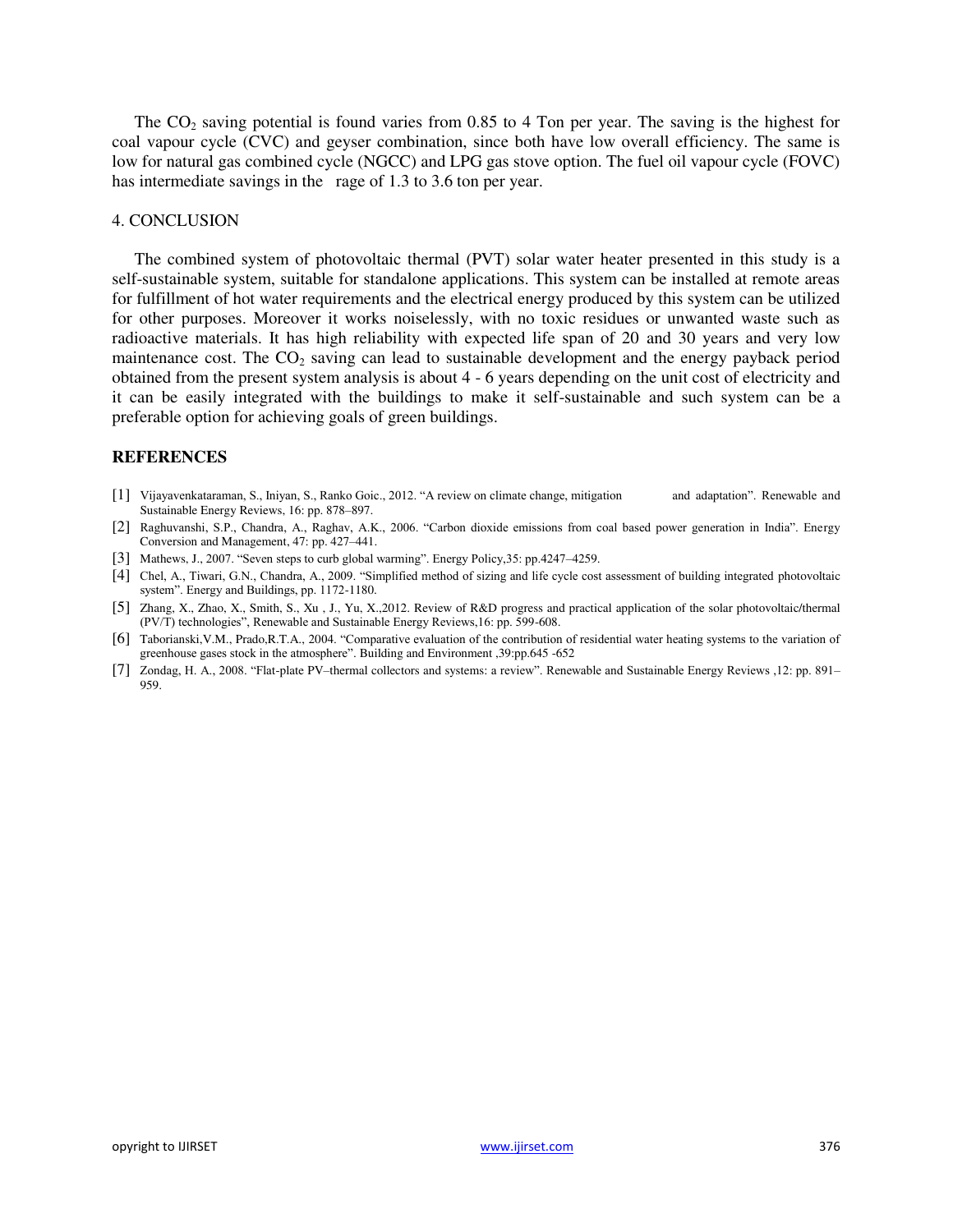The $CO_2$ saving potential is found varies from 0.85 to 4 Ton per year. The saving is the highest for coal vapour cycle (CVC) and geyser combination, since both have low overall efficiency. The same is low for natural gas combined cycle (NGCC) and LPG gas stove option. The fuel oil vapour cycle (FOVC) has intermediate savings in the rage of 1.3 to 3.6 ton per year.

## 4. CONCLUSION

The combined system of photovoltaic thermal (PVT) solar water heater presented in this study is a self-sustainable system, suitable for standalone applications. This system can be installed at remote areas for fulfillment of hot water requirements and the electrical energy produced by this system can be utilized for other purposes. Moreover it works noiselessly, with no toxic residues or unwanted waste such as radioactive materials. It has high reliability with expected life span of 20 and 30 years and very low maintenance cost. The $CO_2$ saving can lead to sustainable development and the energy payback period obtained from the present system analysis is about 4 - 6 years depending on the unit cost of electricity and it can be easily integrated with the buildings to make it self-sustainable and such system can be a preferable option for achieving goals of green buildings.

## REFERENCES

[1] Vijayavenkataraman, S., Iniyan, S., Ranko Goic., 2012. "A review on climate change, mitigation and adaptation". Renewable and Sustainable Energy Reviews, 16: pp. 878–897.

[2] Raghuvanshi, S.P., Chandra, A., Raghav, A.K., 2006. "Carbon dioxide emissions from coal based power generation in India". Energy Conversion and Management, 47: pp. 427–441.

[3] Mathews, J., 2007. "Seven steps to curb global warming". Energy Policy,35: pp.4247–4259.

[4] Chel, A., Tiwari, G.N., Chandra, A., 2009. "Simplified method of sizing and life cycle cost assessment of building integrated photovoltaic system". Energy and Buildings, pp. 1172-1180.

[5] Zhang, X., Zhao, X., Smith, S., Xu , J., Yu, X.,2012. Review of R&D progress and practical application of the solar photovoltaic/thermal (PV/T) technologies", Renewable and Sustainable Energy Reviews,16: pp. 599-608.

[6] Taborianski,V.M., Prado,R.T.A., 2004. "Comparative evaluation of the contribution of residential water heating systems to the variation of greenhouse gases stock in the atmosphere". Building and Environment ,39:pp.645 -652

[7] Zondag, H. A., 2008. "Flat-plate PV–thermal collectors and systems: a review". Renewable and Sustainable Energy Reviews ,12: pp. 891–959.